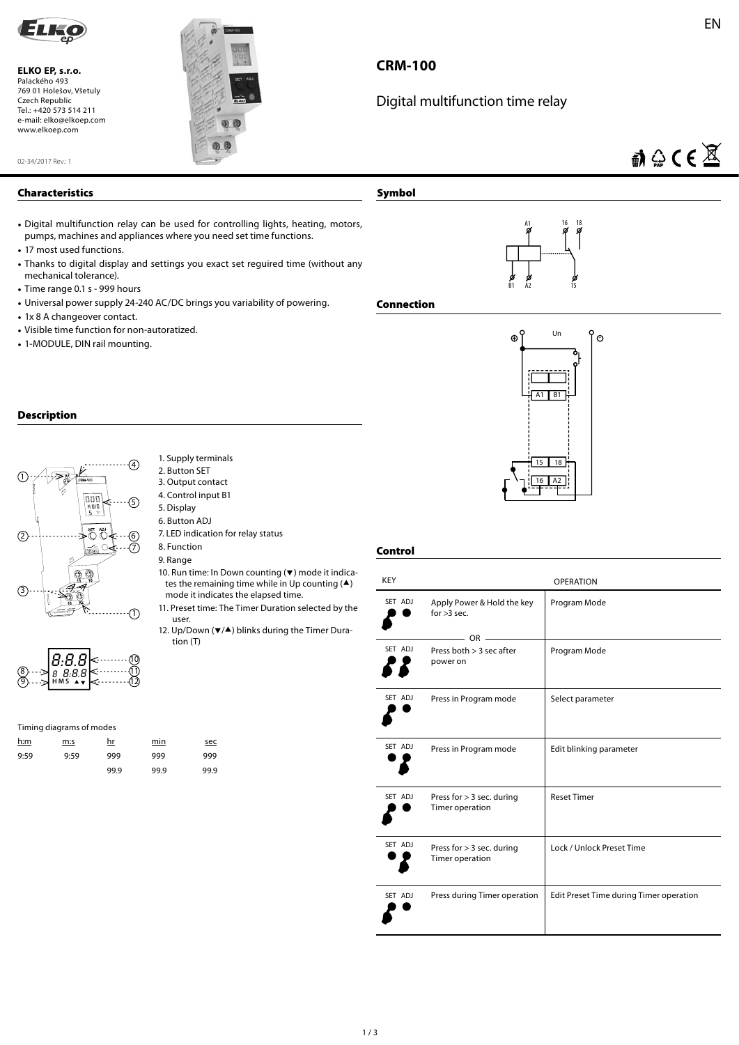**ELKO EP, s.r.o.**
Palackého 493
769 01 Holešov, Všetuly
Czech Republic
Tel.: +420 573 514 211
e-mail: elko@elkoep.com
www.elkoep.com

02-34/2017 Rev.: 1

# CRM-100

## Digital multifunction time relay

## Characteristics

- Digital multifunction relay can be used for controlling lights, heating, motors, pumps, machines and appliances where you need set time functions.
- 17 most used functions.
- Thanks to digital display and settings you exact set reguired time (without any mechanical tolerance).
- Time range 0.1 s - 999 hours
- Universal power supply 24-240 AC/DC brings you variability of powering.
- 1x 8 A changeover contact.
- Visible time function for non-autoratized.
- 1-MODULE, DIN rail mounting.

## Description

1. Supply terminals
2. Button SET
3. Output contact
4. Control input B1
5. Display
6. Button ADJ
7. LED indication for relay status
8. Function
9. Range
10. Run time: In Down counting (▼) mode it indicates the remaining time while in Up counting (▲) mode it indicates the elapsed time.
11. Preset time: The Timer Duration selected by the user.
12. Up/Down (▼/▲) blinks during the Timer Duration (T)

Timing diagrams of modes

| h:m | m:s | hr | min | sec |
|---|---|---|---|---|
| 9:59 | 9:59 | 999 | 999 | 999 |
| | | 99.9 | 99.9 | 99.9 |

## Symbol

## Connection

## Control

| KEY | | OPERATION |
|---|---|---|
| SET ADJ | Apply Power & Hold the key for >3 sec. | Program Mode |
| OR | | |
| SET ADJ | Press both > 3 sec after power on | Program Mode |
| SET ADJ | Press in Program mode | Select parameter |
| SET ADJ | Press in Program mode | Edit blinking parameter |
| SET ADJ | Press for > 3 sec. during Timer operation | Reset Timer |
| SET ADJ | Press for > 3 sec. during Timer operation | Lock / Unlock Preset Time |
| SET ADJ | Press during Timer operation | Edit Preset Time during Timer operation |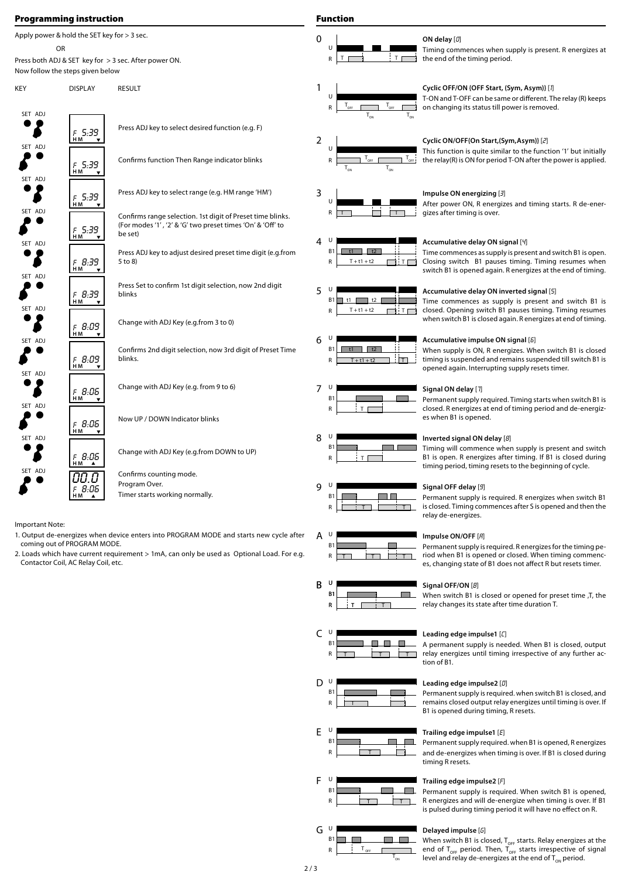## Programming instruction

Apply power & hold the SET key for > 3 sec.

OR

Press both ADJ & SET key for > 3 sec. After power ON.
Now follow the steps given below

| KEY | DISPLAY | RESULT |
|---|---|---|
| SET ADJ | F 5:39 HM ▼ | Press ADJ key to select desired function (e.g. F) |
| SET ADJ | F 5:39 HM ▼ | Confirms function Then Range indicator blinks |
| SET ADJ | F 5:39 HM ▼ | Press ADJ key to select range (e.g. HM range 'HM') |
| SET ADJ | F 5:39 HM ▼ | Confirms range selection. 1st digit of Preset time blinks. (For modes '1', '2' & 'G' two preset times 'On' & 'Off' to be set) |
| SET ADJ | F 8:39 HM ▼ | Press ADJ key to adjust desired preset time digit (e.g.from 5 to 8) |
| SET ADJ | F 8:39 HM ▼ | Press Set to confirm 1st digit selection, now 2nd digit blinks |
| SET ADJ | F 8:09 HM ▼ | Change with ADJ Key (e.g.from 3 to 0) |
| SET ADJ | F 8:09 HM ▼ | Confirms 2nd digit selection, now 3rd digit of Preset Time blinks. |
| SET ADJ | F 8:06 HM ▼ | Change with ADJ Key (e.g. from 9 to 6) |
| SET ADJ | F 8:06 HM ▼ | Now UP / DOWN Indicator blinks |
| SET ADJ | F 8:06 HM ▲ | Change with ADJ Key (e.g.from DOWN to UP) |
| SET ADJ | 00.0 F 8:06 HM ▲ | Confirms counting mode. Program Over. Timer starts working normally. |

Important Note:

1. Output de-energizes when device enters into PROGRAM MODE and starts new cycle after coming out of PROGRAM MODE.
2. Loads which have current requirement > 1mA, can only be used as Optional Load. For e.g. Contactor Coil, AC Relay Coil, etc.

## Function

**0 – ON delay** [0]
Timing commences when supply is present. R energizes at the end of the timing period.

**1 – Cyclic OFF/ON {OFF Start, (Sym, Asym)}** [1]
T-ON and T-OFF can be same or different. The relay (R) keeps on changing its status till power is removed.

**2 – Cyclic ON/OFF{On Start,(Sym,Asym)}** [2]
This function is quite similar to the function '1' but initially the relay(R) is ON for period T-ON after the power is applied.

**3 – Impulse ON energizing** [3]
After power ON, R energizes and timing starts. R de-energizes after timing is over.

**4 – Accumulative delay ON signal** [4]
Time commences as supply is present and switch B1 is open. Closing switch B1 pauses timing. Timing resumes when switch B1 is opened again. R energizes at the end of timing.

**5 – Accumulative delay ON inverted signal** [5]
Time commences as supply is present and switch B1 is closed. Opening switch B1 pauses timing. Timing resumes when switch B1 is closed again. R energizes at end of timing.

**6 – Accumulative impulse ON signal** [6]
When supply is ON, R energizes. When switch B1 is closed timing is suspended and remains suspended till switch B1 is opened again. Interrupting supply resets timer.

**7 – Signal ON delay** [7]
Permanent supply required. Timing starts when switch B1 is closed. R energizes at end of timing period and de-energizes when B1 is opened.

**8 – Inverted signal ON delay** [8]
Timing will commence when supply is present and switch B1 is open. R energizes after timing. If B1 is closed during timing period, timing resets to the beginning of cycle.

**9 – Signal OFF delay** [9]
Permanent supply is required. R energizes when switch B1 is closed. Timing commences after S is opened and then the relay de-energizes.

**A – Impulse ON/OFF** [A]
Permanent supply is required. R energizes for the timing period when B1 is opened or closed. When timing commences, changing state of B1 does not affect R but resets timer.

**B – Signal OFF/ON** [B]
When switch B1 is closed or opened for preset time ,T, the relay changes its state after time duration T.

**C – Leading edge impulse1** [C]
A permanent supply is needed. When B1 is closed, output relay energizes until timing irrespective of any further action of B1.

**D – Leading edge impulse2** [D]
Permanent supply is required. when switch B1 is closed, and remains closed output relay energizes until timing is over. If B1 is opened during timing, R resets.

**E – Trailing edge impulse1** [E]
Permanent supply required. when B1 is opened, R energizes and de-energizes when timing is over. If B1 is closed during timing R resets.

**F – Trailing edge impulse2** [F]
Permanent supply is required. When switch B1 is opened, R energizes and will de-energize when timing is over. If B1 is pulsed during timing period it will have no effect on R.

**G – Delayed impulse** [G]
When switch B1 is closed, $T_{OFF}$ starts. Relay energizes at the end of $T_{OFF}$ period. Then, $T_{ON}$ starts irrespective of signal level and relay de-energizes at the end of $T_{ON}$ period.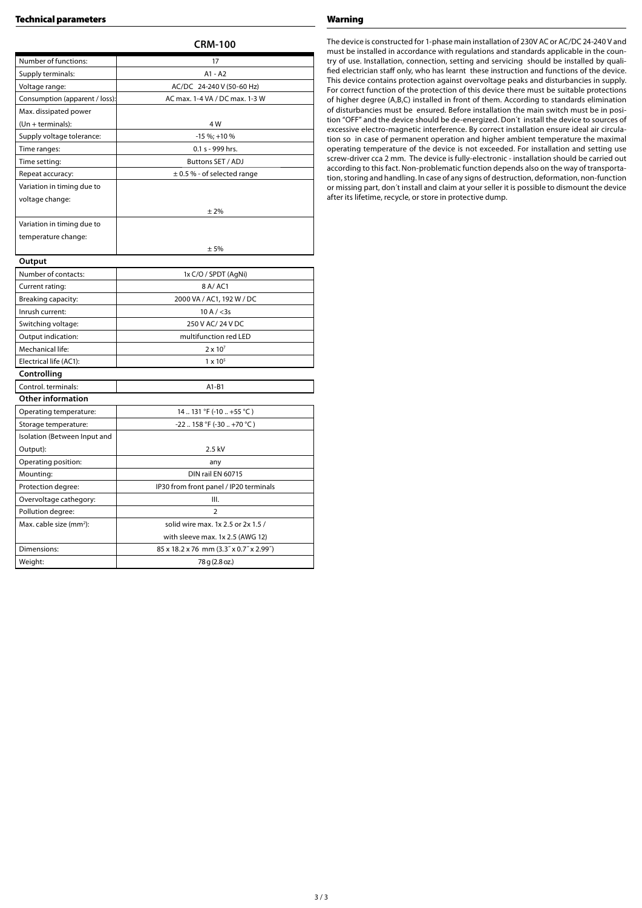## Technical parameters

| | CRM-100 |
|---|---|
| Number of functions: | 17 |
| Supply terminals: | A1 - A2 |
| Voltage range: | AC/DC 24-240 V (50-60 Hz) |
| Consumption (apparent / loss): | AC max. 1-4 VA / DC max. 1-3 W |
| Max. dissipated power (Un + terminals): | 4 W |
| Supply voltage tolerance: | -15 %; +10 % |
| Time ranges: | 0.1 s - 999 hrs. |
| Time setting: | Buttons SET / ADJ |
| Repeat accuracy: | ± 0.5 % - of selected range |
| Variation in timing due to voltage change: | ± 2% |
| Variation in timing due to temperature change: | ± 5% |
| **Output** | |
| Number of contacts: | 1x C/O / SPDT (AgNi) |
| Current rating: | 8 A/ AC1 |
| Breaking capacity: | 2000 VA / AC1, 192 W / DC |
| Inrush current: | 10 A / <3s |
| Switching voltage: | 250 V AC/ 24 V DC |
| Output indication: | multifunction red LED |
| Mechanical life: | $2 \times 10^7$ |
| Electrical life (AC1): | $1 \times 10^5$ |
| **Controlling** | |
| Control. terminals: | A1-B1 |
| **Other information** | |
| Operating temperature: | 14 .. 131 °F (-10 .. +55 °C ) |
| Storage temperature: | -22 .. 158 °F (-30 .. +70 °C ) |
| Isolation (Between Input and Output): | 2.5 kV |
| Operating position: | any |
| Mounting: | DIN rail EN 60715 |
| Protection degree: | IP30 from front panel / IP20 terminals |
| Overvoltage cathegory: | III. |
| Pollution degree: | 2 |
| Max. cable size (mm$^2$): | solid wire max. 1x 2.5 or 2x 1.5 / with sleeve max. 1x 2.5 (AWG 12) |
| Dimensions: | 85 x 18.2 x 76 mm (3.3˝ x 0.7˝ x 2.99˝) |
| Weight: | 78 g (2.8 oz.) |

## Warning

The device is constructed for 1-phase main installation of 230V AC or AC/DC 24-240 V and must be installed in accordance with regulations and standards applicable in the country of use. Installation, connection, setting and servicing should be installed by qualified electrician staff only, who has learnt these instruction and functions of the device. This device contains protection against overvoltage peaks and disturbancies in supply. For correct function of the protection of this device there must be suitable protections of higher degree (A,B,C) installed in front of them. According to standards elimination of disturbancies must be ensured. Before installation the main switch must be in position "OFF" and the device should be de-energized. Don´t install the device to sources of excessive electro-magnetic interference. By correct installation ensure ideal air circulation so in case of permanent operation and higher ambient temperature the maximal operating temperature of the device is not exceeded. For installation and setting use screw-driver cca 2 mm. The device is fully-electronic - installation should be carried out according to this fact. Non-problematic function depends also on the way of transportation, storing and handling. In case of any signs of destruction, deformation, non-function or missing part, don´t install and claim at your seller it is possible to dismount the device after its lifetime, recycle, or store in protective dump.